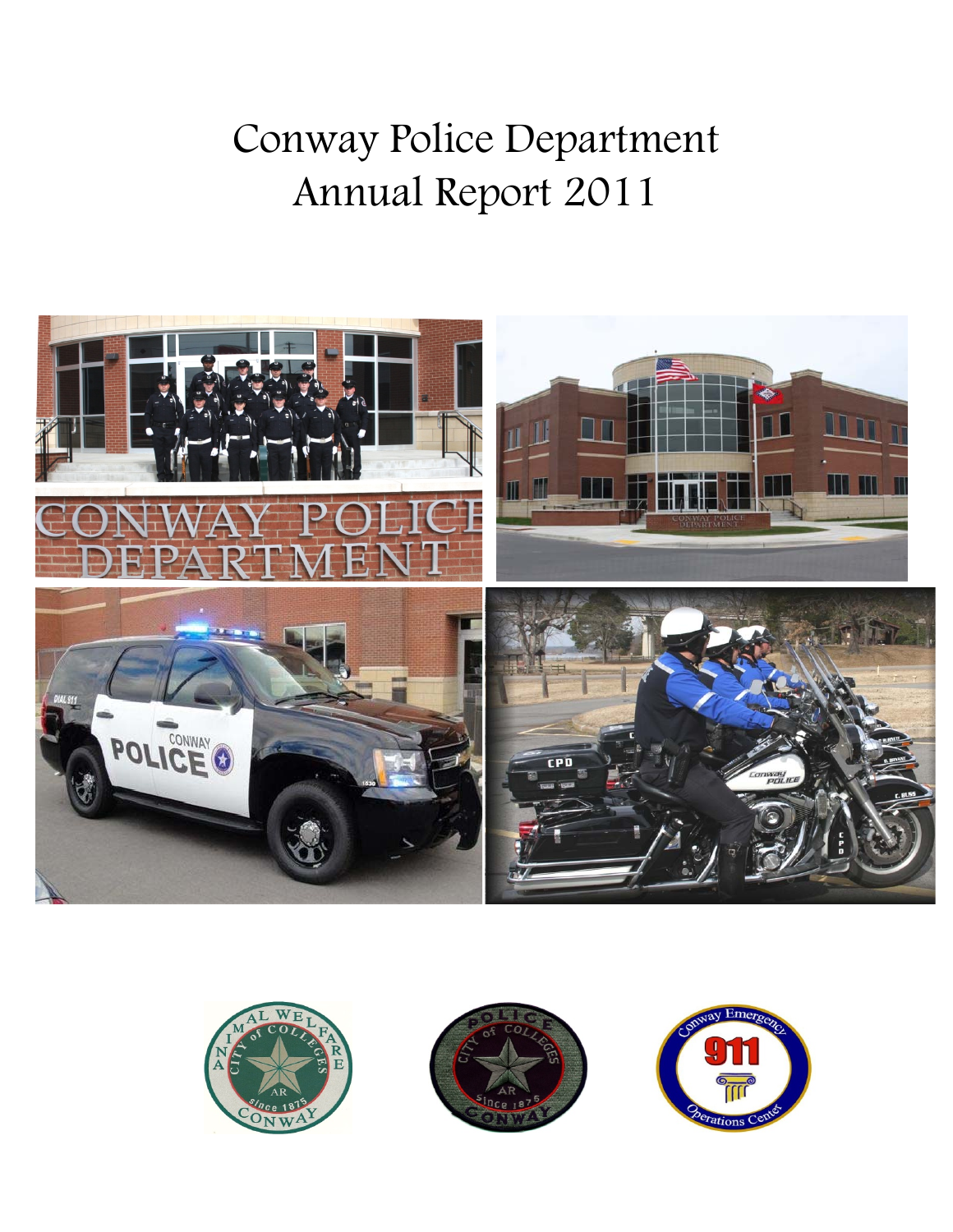# Conway Police Department
# Annual Report 2011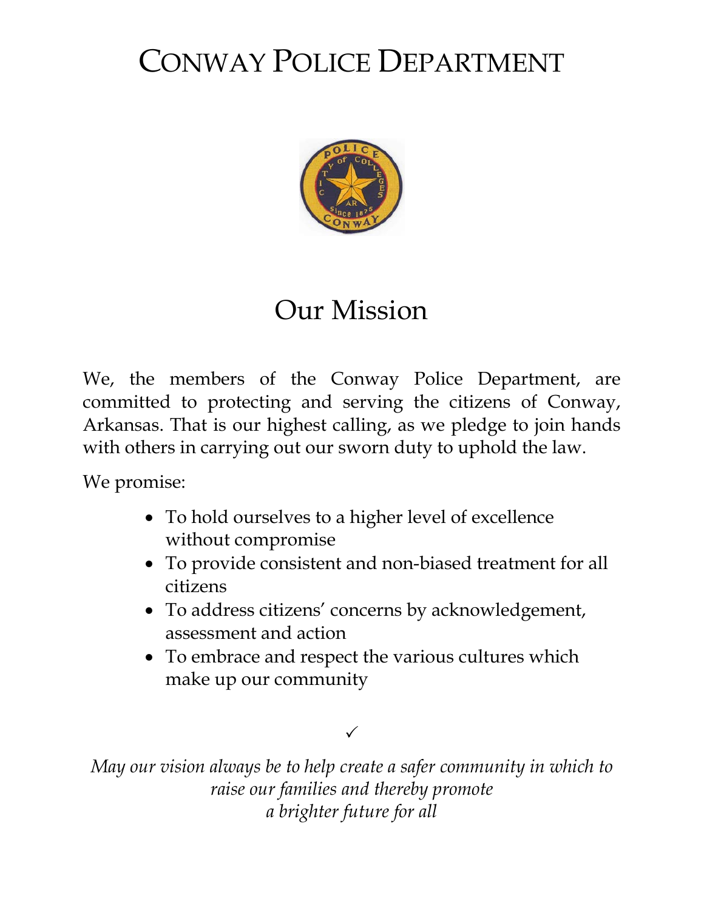# CONWAY POLICE DEPARTMENT

## Our Mission

We, the members of the Conway Police Department, are committed to protecting and serving the citizens of Conway, Arkansas. That is our highest calling, as we pledge to join hands with others in carrying out our sworn duty to uphold the law.

We promise:

- To hold ourselves to a higher level of excellence without compromise
- To provide consistent and non-biased treatment for all citizens
- To address citizens' concerns by acknowledgement, assessment and action
- To embrace and respect the various cultures which make up our community

✓

*May our vision always be to help create a safer community in which to raise our families and thereby promote a brighter future for all*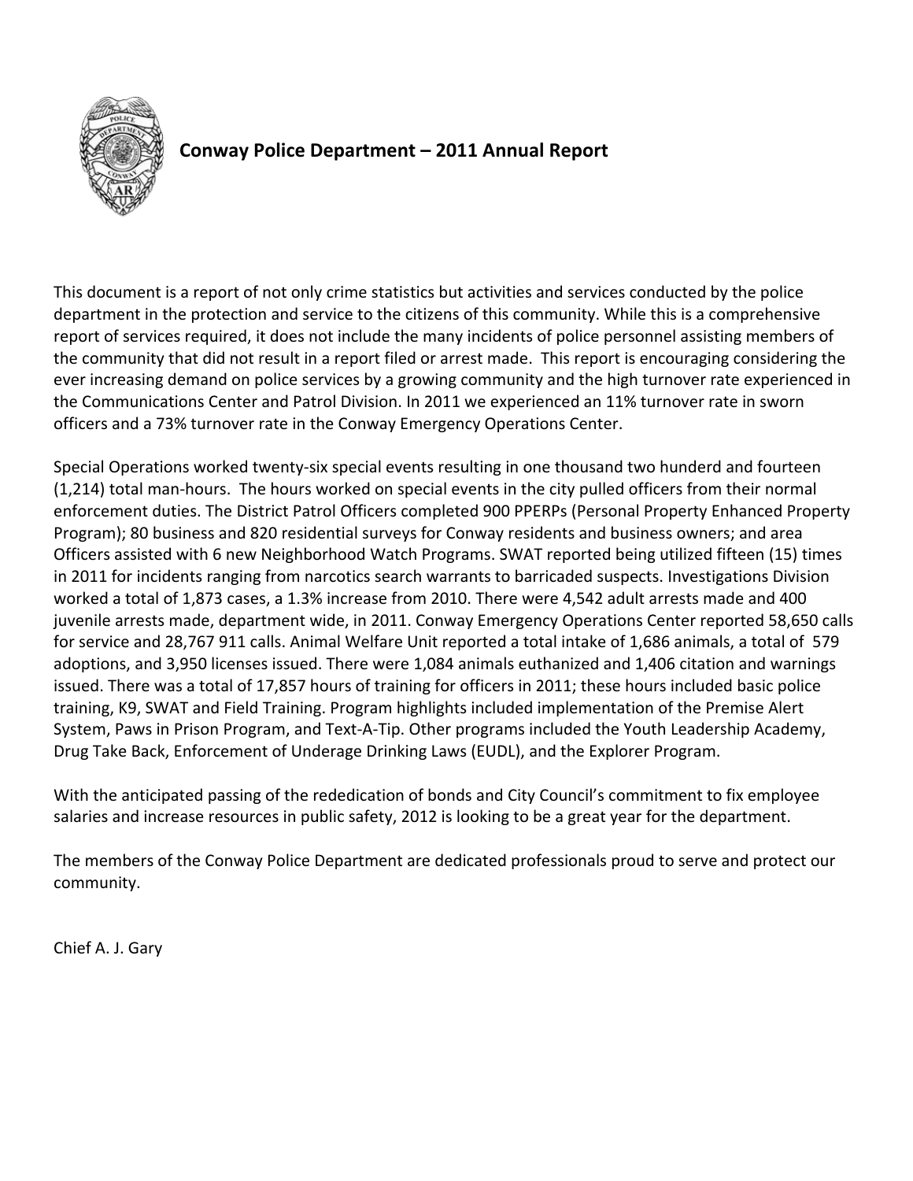# Conway Police Department – 2011 Annual Report

This document is a report of not only crime statistics but activities and services conducted by the police department in the protection and service to the citizens of this community. While this is a comprehensive report of services required, it does not include the many incidents of police personnel assisting members of the community that did not result in a report filed or arrest made. This report is encouraging considering the ever increasing demand on police services by a growing community and the high turnover rate experienced in the Communications Center and Patrol Division. In 2011 we experienced an 11% turnover rate in sworn officers and a 73% turnover rate in the Conway Emergency Operations Center.

Special Operations worked twenty-six special events resulting in one thousand two hunderd and fourteen (1,214) total man-hours. The hours worked on special events in the city pulled officers from their normal enforcement duties. The District Patrol Officers completed 900 PPERPs (Personal Property Enhanced Property Program); 80 business and 820 residential surveys for Conway residents and business owners; and area Officers assisted with 6 new Neighborhood Watch Programs. SWAT reported being utilized fifteen (15) times in 2011 for incidents ranging from narcotics search warrants to barricaded suspects. Investigations Division worked a total of 1,873 cases, a 1.3% increase from 2010. There were 4,542 adult arrests made and 400 juvenile arrests made, department wide, in 2011. Conway Emergency Operations Center reported 58,650 calls for service and 28,767 911 calls. Animal Welfare Unit reported a total intake of 1,686 animals, a total of 579 adoptions, and 3,950 licenses issued. There were 1,084 animals euthanized and 1,406 citation and warnings issued. There was a total of 17,857 hours of training for officers in 2011; these hours included basic police training, K9, SWAT and Field Training. Program highlights included implementation of the Premise Alert System, Paws in Prison Program, and Text-A-Tip. Other programs included the Youth Leadership Academy, Drug Take Back, Enforcement of Underage Drinking Laws (EUDL), and the Explorer Program.

With the anticipated passing of the rededication of bonds and City Council's commitment to fix employee salaries and increase resources in public safety, 2012 is looking to be a great year for the department.

The members of the Conway Police Department are dedicated professionals proud to serve and protect our community.

Chief A. J. Gary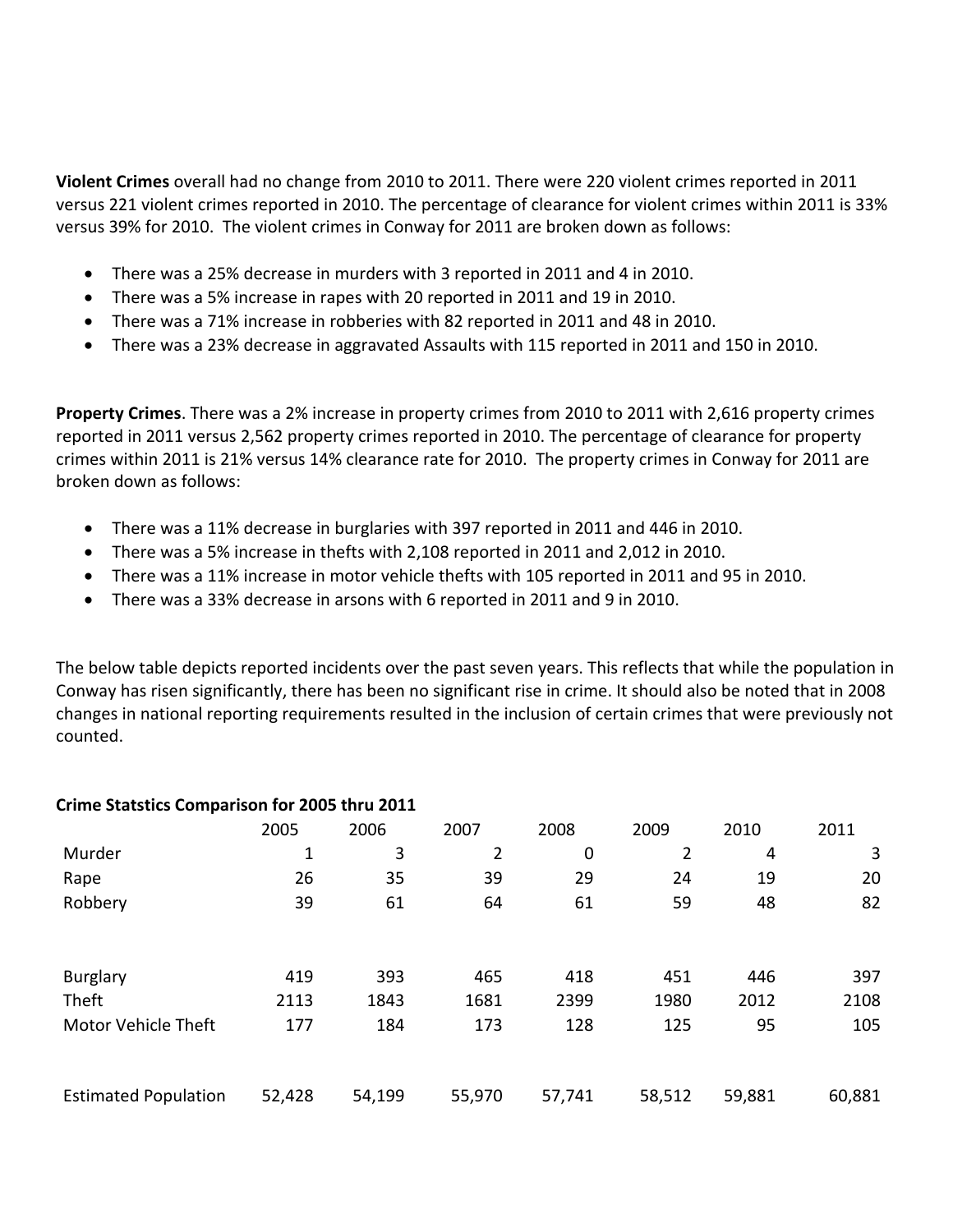**Violent Crimes** overall had no change from 2010 to 2011. There were 220 violent crimes reported in 2011 versus 221 violent crimes reported in 2010. The percentage of clearance for violent crimes within 2011 is 33% versus 39% for 2010. The violent crimes in Conway for 2011 are broken down as follows:

- There was a 25% decrease in murders with 3 reported in 2011 and 4 in 2010.
- There was a 5% increase in rapes with 20 reported in 2011 and 19 in 2010.
- There was a 71% increase in robberies with 82 reported in 2011 and 48 in 2010.
- There was a 23% decrease in aggravated Assaults with 115 reported in 2011 and 150 in 2010.

**Property Crimes**. There was a 2% increase in property crimes from 2010 to 2011 with 2,616 property crimes reported in 2011 versus 2,562 property crimes reported in 2010. The percentage of clearance for property crimes within 2011 is 21% versus 14% clearance rate for 2010. The property crimes in Conway for 2011 are broken down as follows:

- There was a 11% decrease in burglaries with 397 reported in 2011 and 446 in 2010.
- There was a 5% increase in thefts with 2,108 reported in 2011 and 2,012 in 2010.
- There was a 11% increase in motor vehicle thefts with 105 reported in 2011 and 95 in 2010.
- There was a 33% decrease in arsons with 6 reported in 2011 and 9 in 2010.

The below table depicts reported incidents over the past seven years. This reflects that while the population in Conway has risen significantly, there has been no significant rise in crime. It should also be noted that in 2008 changes in national reporting requirements resulted in the inclusion of certain crimes that were previously not counted.

**Crime Statstics Comparison for 2005 thru 2011**

| | 2005 | 2006 | 2007 | 2008 | 2009 | 2010 | 2011 |
|---|---|---|---|---|---|---|---|
| Murder | 1 | 3 | 2 | 0 | 2 | 4 | 3 |
| Rape | 26 | 35 | 39 | 29 | 24 | 19 | 20 |
| Robbery | 39 | 61 | 64 | 61 | 59 | 48 | 82 |
| | | | | | | | |
| Burglary | 419 | 393 | 465 | 418 | 451 | 446 | 397 |
| Theft | 2113 | 1843 | 1681 | 2399 | 1980 | 2012 | 2108 |
| Motor Vehicle Theft | 177 | 184 | 173 | 128 | 125 | 95 | 105 |
| | | | | | | | |
| Estimated Population | 52,428 | 54,199 | 55,970 | 57,741 | 58,512 | 59,881 | 60,881 |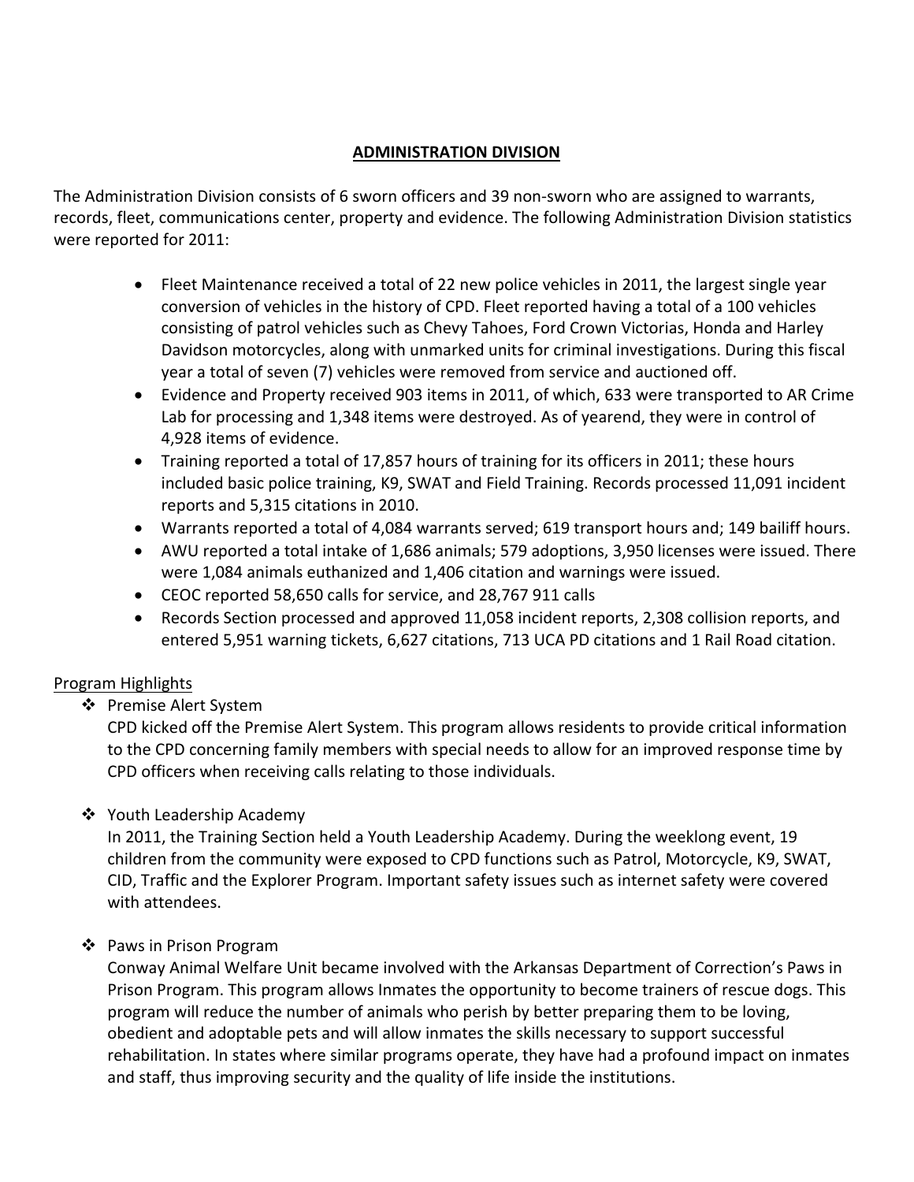## ADMINISTRATION DIVISION

The Administration Division consists of 6 sworn officers and 39 non-sworn who are assigned to warrants, records, fleet, communications center, property and evidence. The following Administration Division statistics were reported for 2011:

- Fleet Maintenance received a total of 22 new police vehicles in 2011, the largest single year conversion of vehicles in the history of CPD. Fleet reported having a total of a 100 vehicles consisting of patrol vehicles such as Chevy Tahoes, Ford Crown Victorias, Honda and Harley Davidson motorcycles, along with unmarked units for criminal investigations. During this fiscal year a total of seven (7) vehicles were removed from service and auctioned off.
- Evidence and Property received 903 items in 2011, of which, 633 were transported to AR Crime Lab for processing and 1,348 items were destroyed. As of yearend, they were in control of 4,928 items of evidence.
- Training reported a total of 17,857 hours of training for its officers in 2011; these hours included basic police training, K9, SWAT and Field Training. Records processed 11,091 incident reports and 5,315 citations in 2010.
- Warrants reported a total of 4,084 warrants served; 619 transport hours and; 149 bailiff hours.
- AWU reported a total intake of 1,686 animals; 579 adoptions, 3,950 licenses were issued. There were 1,084 animals euthanized and 1,406 citation and warnings were issued.
- CEOC reported 58,650 calls for service, and 28,767 911 calls
- Records Section processed and approved 11,058 incident reports, 2,308 collision reports, and entered 5,951 warning tickets, 6,627 citations, 713 UCA PD citations and 1 Rail Road citation.

Program Highlights

- Premise Alert System

  CPD kicked off the Premise Alert System. This program allows residents to provide critical information to the CPD concerning family members with special needs to allow for an improved response time by CPD officers when receiving calls relating to those individuals.

- Youth Leadership Academy

  In 2011, the Training Section held a Youth Leadership Academy. During the weeklong event, 19 children from the community were exposed to CPD functions such as Patrol, Motorcycle, K9, SWAT, CID, Traffic and the Explorer Program. Important safety issues such as internet safety were covered with attendees.

- Paws in Prison Program

  Conway Animal Welfare Unit became involved with the Arkansas Department of Correction's Paws in Prison Program. This program allows Inmates the opportunity to become trainers of rescue dogs. This program will reduce the number of animals who perish by better preparing them to be loving, obedient and adoptable pets and will allow inmates the skills necessary to support successful rehabilitation. In states where similar programs operate, they have had a profound impact on inmates and staff, thus improving security and the quality of life inside the institutions.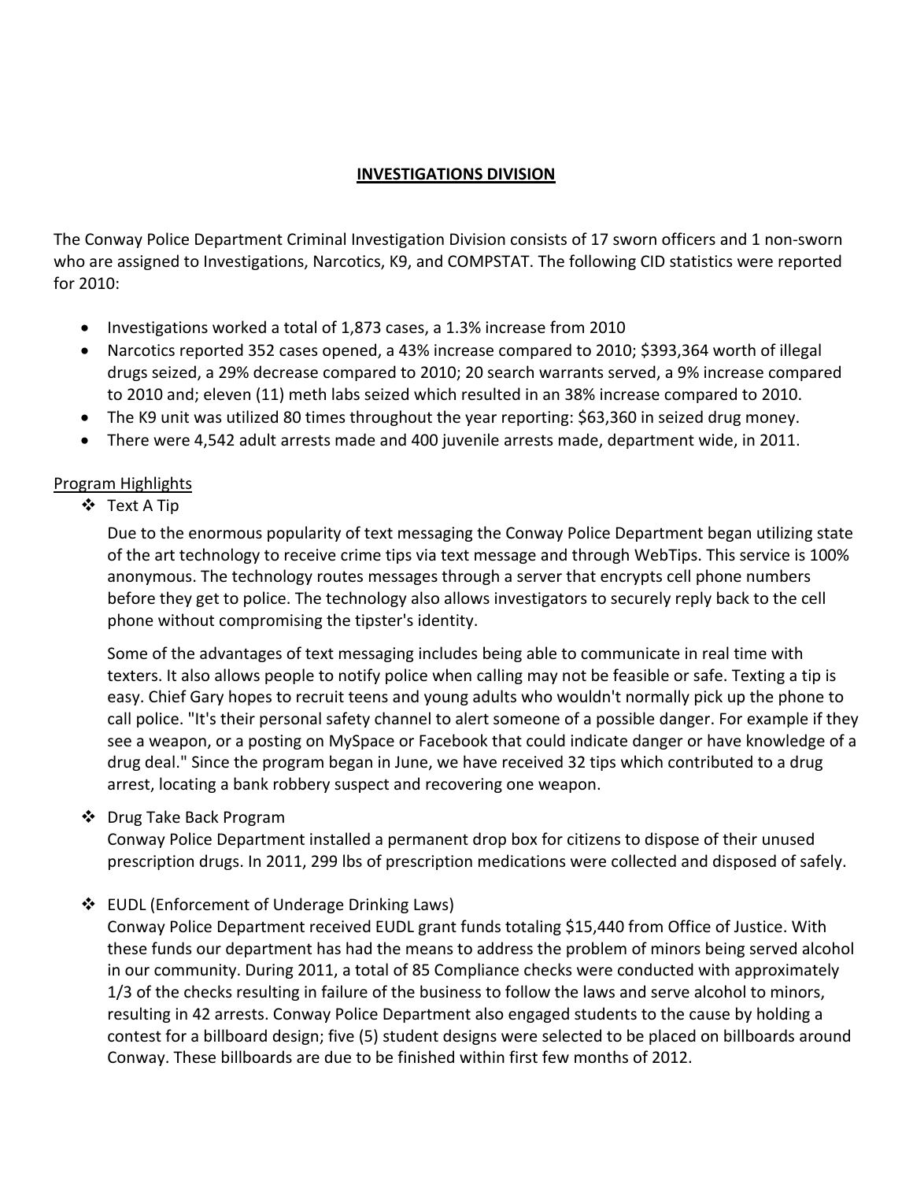## INVESTIGATIONS DIVISION

The Conway Police Department Criminal Investigation Division consists of 17 sworn officers and 1 non-sworn who are assigned to Investigations, Narcotics, K9, and COMPSTAT. The following CID statistics were reported for 2010:

- Investigations worked a total of 1,873 cases, a 1.3% increase from 2010
- Narcotics reported 352 cases opened, a 43% increase compared to 2010; $393,364 worth of illegal drugs seized, a 29% decrease compared to 2010; 20 search warrants served, a 9% increase compared to 2010 and; eleven (11) meth labs seized which resulted in an 38% increase compared to 2010.
- The K9 unit was utilized 80 times throughout the year reporting: $63,360 in seized drug money.
- There were 4,542 adult arrests made and 400 juvenile arrests made, department wide, in 2011.

Program Highlights

- Text A Tip

  Due to the enormous popularity of text messaging the Conway Police Department began utilizing state of the art technology to receive crime tips via text message and through WebTips. This service is 100% anonymous. The technology routes messages through a server that encrypts cell phone numbers before they get to police. The technology also allows investigators to securely reply back to the cell phone without compromising the tipster's identity.

  Some of the advantages of text messaging includes being able to communicate in real time with texters. It also allows people to notify police when calling may not be feasible or safe. Texting a tip is easy. Chief Gary hopes to recruit teens and young adults who wouldn't normally pick up the phone to call police. "It's their personal safety channel to alert someone of a possible danger. For example if they see a weapon, or a posting on MySpace or Facebook that could indicate danger or have knowledge of a drug deal." Since the program began in June, we have received 32 tips which contributed to a drug arrest, locating a bank robbery suspect and recovering one weapon.

- Drug Take Back Program

  Conway Police Department installed a permanent drop box for citizens to dispose of their unused prescription drugs. In 2011, 299 lbs of prescription medications were collected and disposed of safely.

- EUDL (Enforcement of Underage Drinking Laws)

  Conway Police Department received EUDL grant funds totaling $15,440 from Office of Justice. With these funds our department has had the means to address the problem of minors being served alcohol in our community. During 2011, a total of 85 Compliance checks were conducted with approximately 1/3 of the checks resulting in failure of the business to follow the laws and serve alcohol to minors, resulting in 42 arrests. Conway Police Department also engaged students to the cause by holding a contest for a billboard design; five (5) student designs were selected to be placed on billboards around Conway. These billboards are due to be finished within first few months of 2012.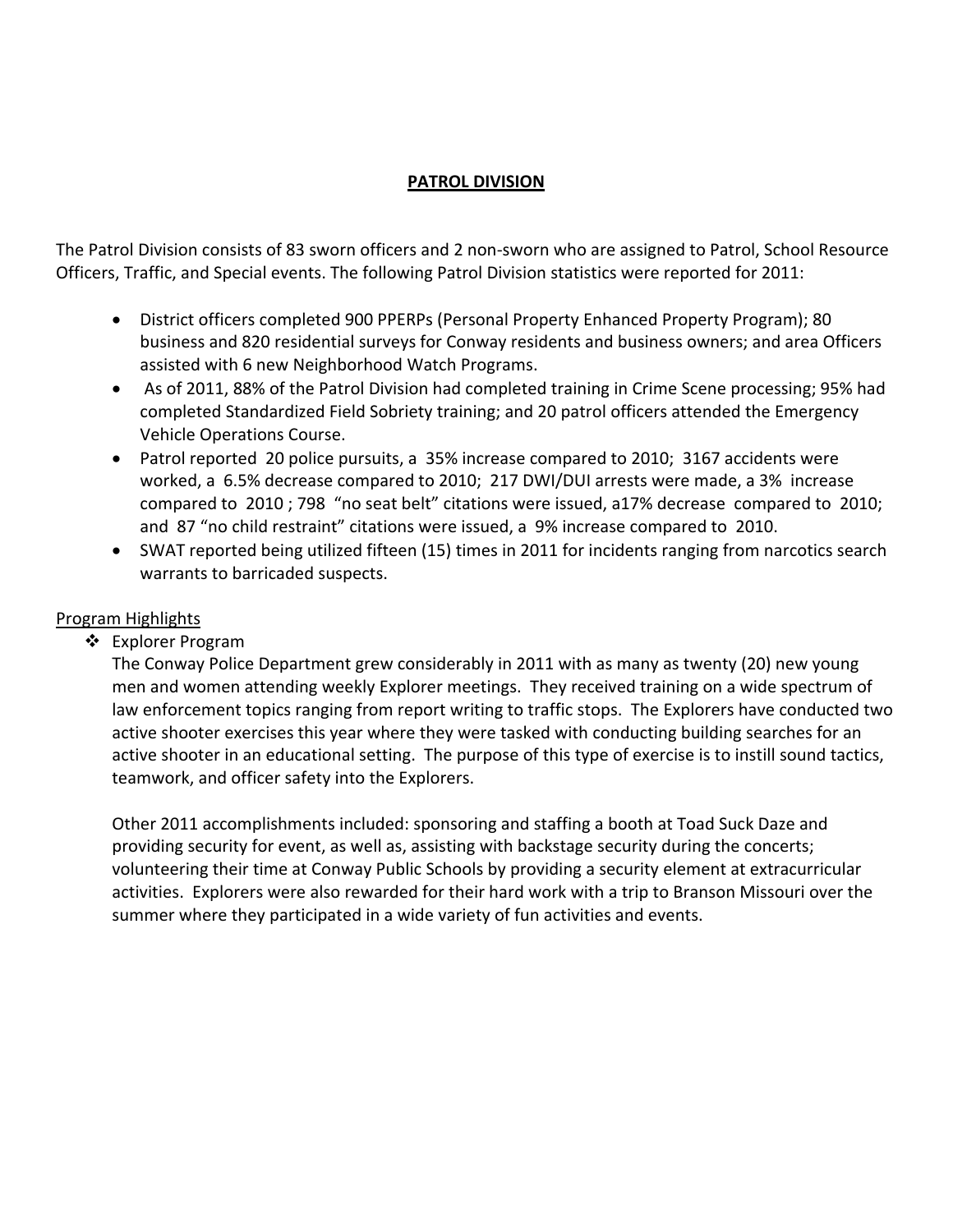## PATROL DIVISION

The Patrol Division consists of 83 sworn officers and 2 non-sworn who are assigned to Patrol, School Resource Officers, Traffic, and Special events. The following Patrol Division statistics were reported for 2011:

- District officers completed 900 PPERPs (Personal Property Enhanced Property Program); 80 business and 820 residential surveys for Conway residents and business owners; and area Officers assisted with 6 new Neighborhood Watch Programs.
- As of 2011, 88% of the Patrol Division had completed training in Crime Scene processing; 95% had completed Standardized Field Sobriety training; and 20 patrol officers attended the Emergency Vehicle Operations Course.
- Patrol reported 20 police pursuits, a 35% increase compared to 2010; 3167 accidents were worked, a 6.5% decrease compared to 2010; 217 DWI/DUI arrests were made, a 3% increase compared to 2010 ; 798 "no seat belt" citations were issued, a17% decrease compared to 2010; and 87 "no child restraint" citations were issued, a 9% increase compared to 2010.
- SWAT reported being utilized fifteen (15) times in 2011 for incidents ranging from narcotics search warrants to barricaded suspects.

Program Highlights

- Explorer Program

  The Conway Police Department grew considerably in 2011 with as many as twenty (20) new young men and women attending weekly Explorer meetings. They received training on a wide spectrum of law enforcement topics ranging from report writing to traffic stops. The Explorers have conducted two active shooter exercises this year where they were tasked with conducting building searches for an active shooter in an educational setting. The purpose of this type of exercise is to instill sound tactics, teamwork, and officer safety into the Explorers.

  Other 2011 accomplishments included: sponsoring and staffing a booth at Toad Suck Daze and providing security for event, as well as, assisting with backstage security during the concerts; volunteering their time at Conway Public Schools by providing a security element at extracurricular activities. Explorers were also rewarded for their hard work with a trip to Branson Missouri over the summer where they participated in a wide variety of fun activities and events.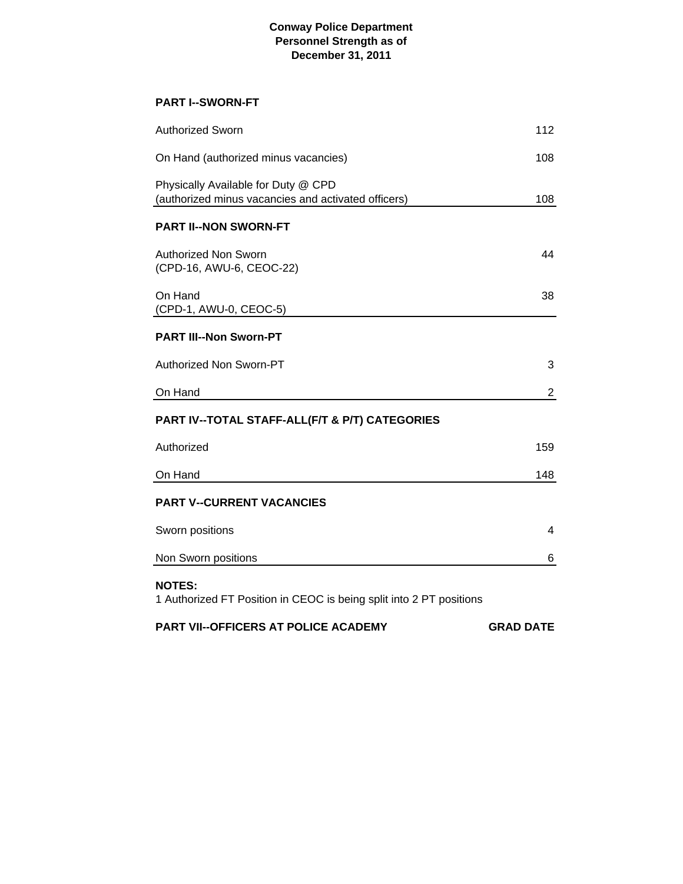**Conway Police Department**
**Personnel Strength as of**
**December 31, 2011**

**PART I--SWORN-FT**

| | |
|---|---|
| Authorized Sworn | 112 |
| On Hand (authorized minus vacancies) | 108 |
| Physically Available for Duty @ CPD<br>(authorized minus vacancies and activated officers) | 108 |

**PART II--NON SWORN-FT**

| | |
|---|---|
| Authorized Non Sworn<br>(CPD-16, AWU-6, CEOC-22) | 44 |
| On Hand<br>(CPD-1, AWU-0, CEOC-5) | 38 |

**PART III--Non Sworn-PT**

| | |
|---|---|
| Authorized Non Sworn-PT | 3 |
| On Hand | 2 |

**PART IV--TOTAL STAFF-ALL(F/T & P/T) CATEGORIES**

| | |
|---|---|
| Authorized | 159 |
| On Hand | 148 |

**PART V--CURRENT VACANCIES**

| | |
|---|---|
| Sworn positions | 4 |
| Non Sworn positions | 6 |

**NOTES:**
1 Authorized FT Position in CEOC is being split into 2 PT positions

| **PART VII--OFFICERS AT POLICE ACADEMY** | **GRAD DATE** |
|---|---|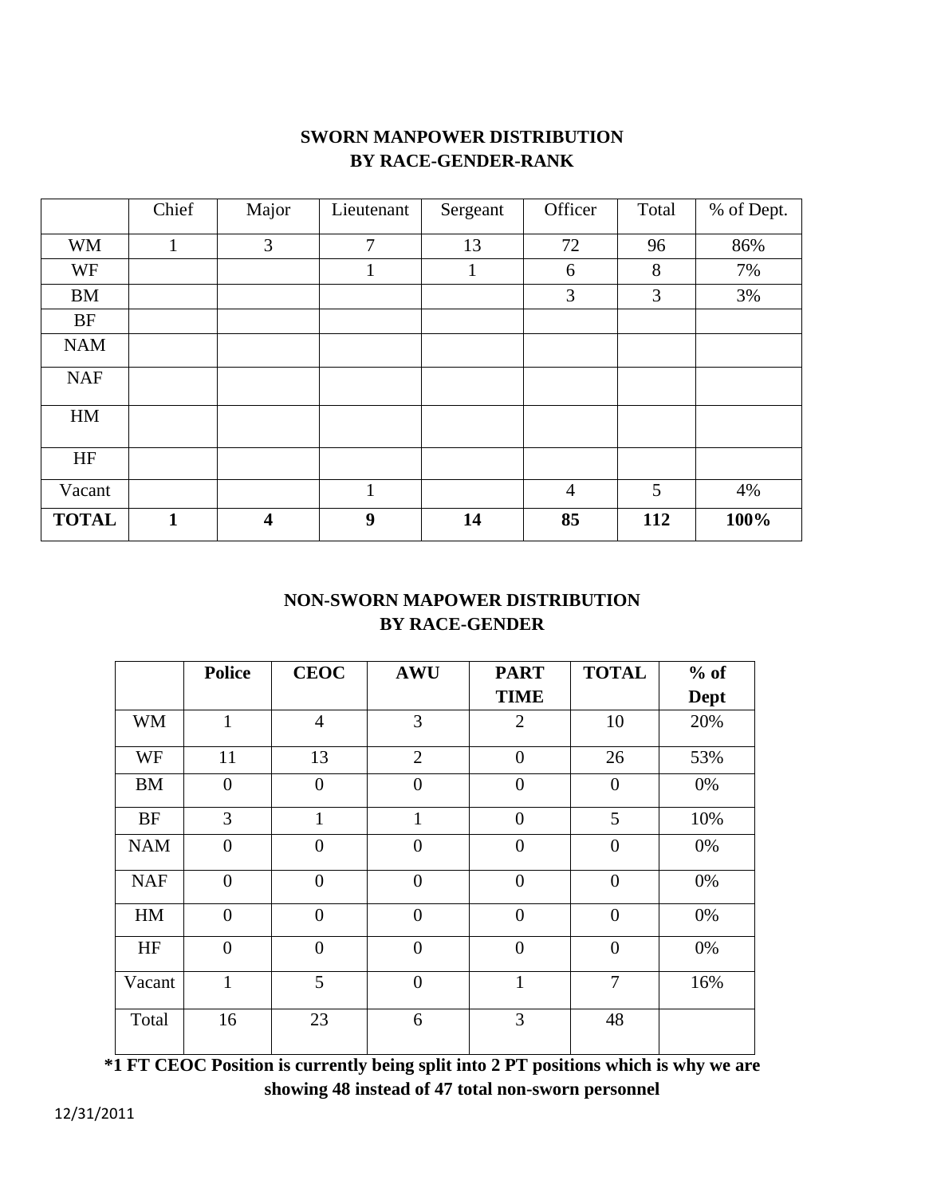## SWORN MANPOWER DISTRIBUTION BY RACE-GENDER-RANK

| | Chief | Major | Lieutenant | Sergeant | Officer | Total | % of Dept. |
|---|---|---|---|---|---|---|---|
| WM | 1 | 3 | 7 | 13 | 72 | 96 | 86% |
| WF | | | 1 | 1 | 6 | 8 | 7% |
| BM | | | | | 3 | 3 | 3% |
| BF | | | | | | | |
| NAM | | | | | | | |
| NAF | | | | | | | |
| HM | | | | | | | |
| HF | | | | | | | |
| Vacant | | | 1 | | 4 | 5 | 4% |
| **TOTAL** | **1** | **4** | **9** | **14** | **85** | **112** | **100%** |

## NON-SWORN MAPOWER DISTRIBUTION BY RACE-GENDER

| | **Police** | **CEOC** | **AWU** | **PART TIME** | **TOTAL** | **% of Dept** |
|---|---|---|---|---|---|---|
| WM | 1 | 4 | 3 | 2 | 10 | 20% |
| WF | 11 | 13 | 2 | 0 | 26 | 53% |
| BM | 0 | 0 | 0 | 0 | 0 | 0% |
| BF | 3 | 1 | 1 | 0 | 5 | 10% |
| NAM | 0 | 0 | 0 | 0 | 0 | 0% |
| NAF | 0 | 0 | 0 | 0 | 0 | 0% |
| HM | 0 | 0 | 0 | 0 | 0 | 0% |
| HF | 0 | 0 | 0 | 0 | 0 | 0% |
| Vacant | 1 | 5 | 0 | 1 | 7 | 16% |
| Total | 16 | 23 | 6 | 3 | 48 | |

**\*1 FT CEOC Position is currently being split into 2 PT positions which is why we are showing 48 instead of 47 total non-sworn personnel**

12/31/2011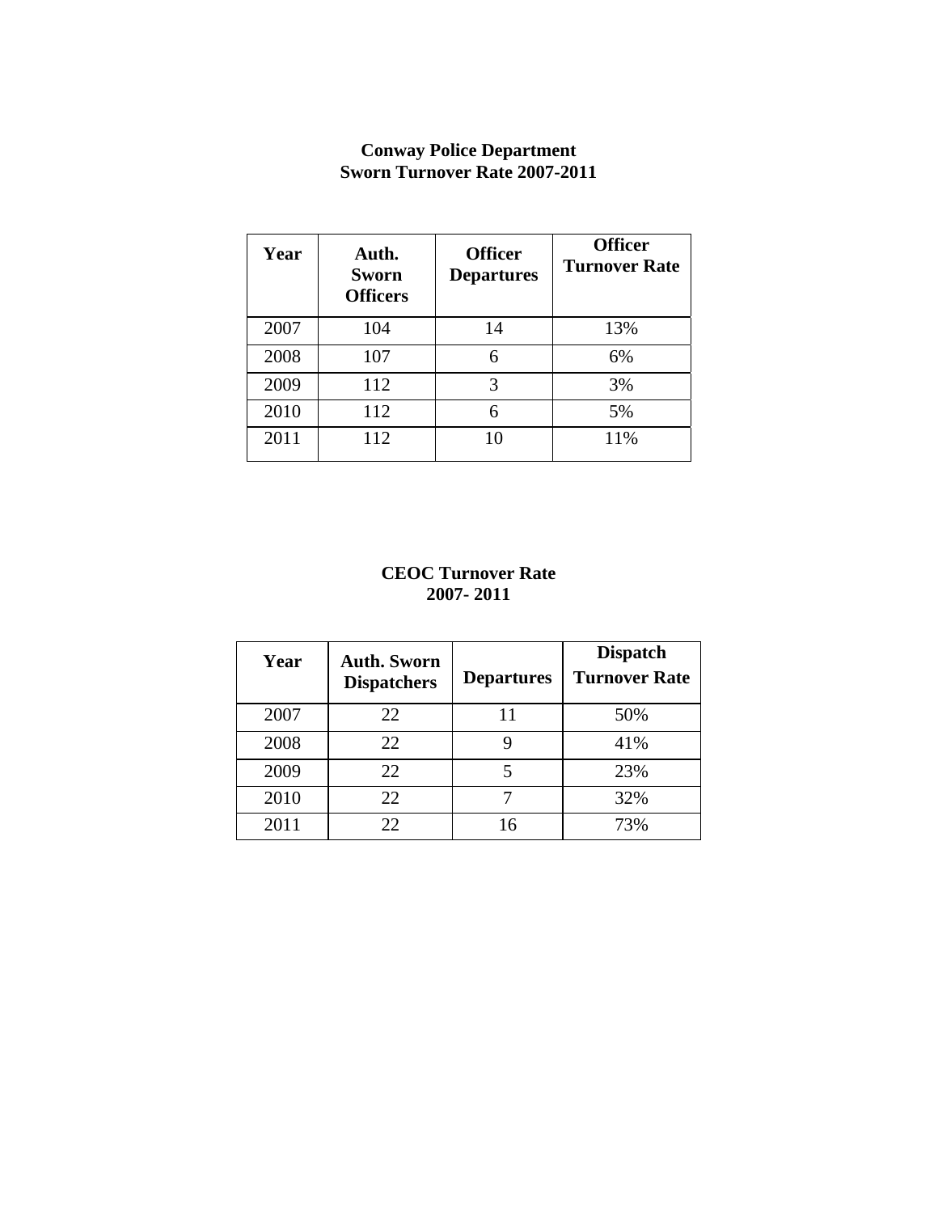**Conway Police Department**
**Sworn Turnover Rate 2007-2011**

| Year | Auth. Sworn Officers | Officer Departures | Officer Turnover Rate |
|---|---|---|---|
| 2007 | 104 | 14 | 13% |
| 2008 | 107 | 6 | 6% |
| 2009 | 112 | 3 | 3% |
| 2010 | 112 | 6 | 5% |
| 2011 | 112 | 10 | 11% |

**CEOC Turnover Rate**
**2007- 2011**

| Year | Auth. Sworn Dispatchers | Departures | Dispatch Turnover Rate |
|---|---|---|---|
| 2007 | 22 | 11 | 50% |
| 2008 | 22 | 9 | 41% |
| 2009 | 22 | 5 | 23% |
| 2010 | 22 | 7 | 32% |
| 2011 | 22 | 16 | 73% |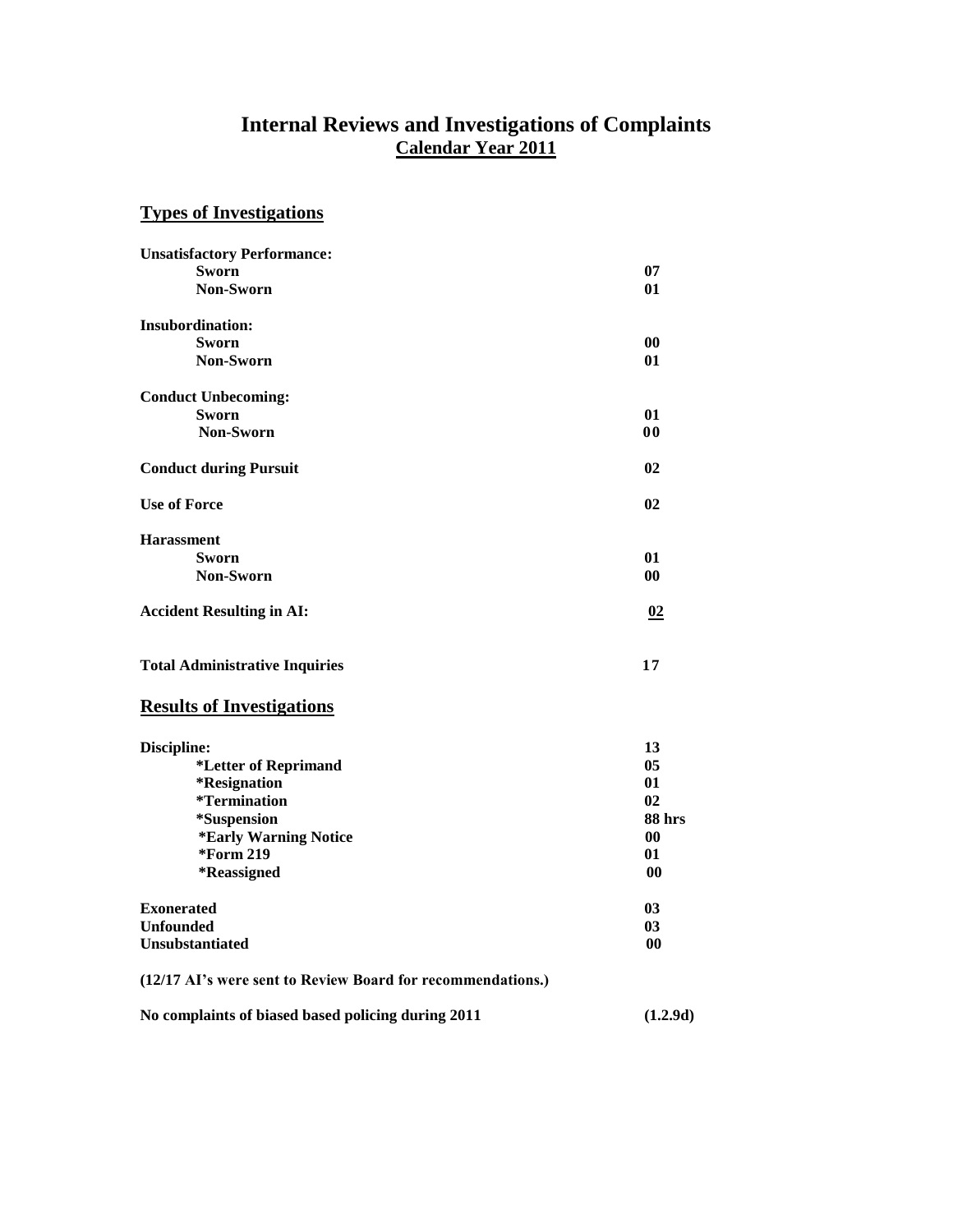# Internal Reviews and Investigations of Complaints

## Calendar Year 2011

## Types of Investigations

| | |
|---|---|
| **Unsatisfactory Performance:** | |
| Sworn | 07 |
| Non-Sworn | 01 |
| **Insubordination:** | |
| Sworn | 00 |
| Non-Sworn | 01 |
| **Conduct Unbecoming:** | |
| Sworn | 01 |
| Non-Sworn | 00 |
| **Conduct during Pursuit** | 02 |
| **Use of Force** | 02 |
| **Harassment** | |
| Sworn | 01 |
| Non-Sworn | 00 |
| **Accident Resulting in AI:** | 02 |
| **Total Administrative Inquiries** | 17 |

## Results of Investigations

| | |
|---|---|
| **Discipline:** | 13 |
| *Letter of Reprimand | 05 |
| *Resignation | 01 |
| *Termination | 02 |
| *Suspension | 88 hrs |
| *Early Warning Notice | 00 |
| *Form 219 | 01 |
| *Reassigned | 00 |
| **Exonerated** | 03 |
| **Unfounded** | 03 |
| **Unsubstantiated** | 00 |

**(12/17 AI's were sent to Review Board for recommendations.)**

**No complaints of biased based policing during 2011** **(1.2.9d)**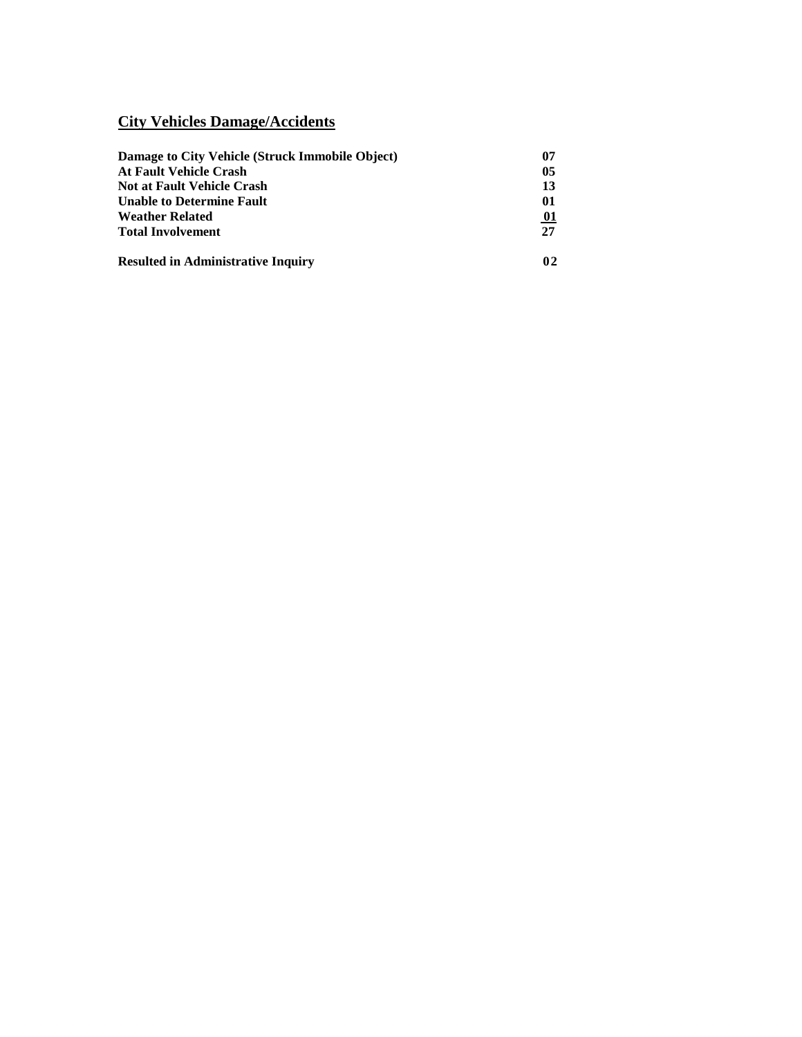## City Vehicles Damage/Accidents

| | |
|---|---|
| **Damage to City Vehicle (Struck Immobile Object)** | **07** |
| **At Fault Vehicle Crash** | **05** |
| **Not at Fault Vehicle Crash** | **13** |
| **Unable to Determine Fault** | **01** |
| **Weather Related** | **01** |
| **Total Involvement** | **27** |
| | |
| **Resulted in Administrative Inquiry** | **02** |